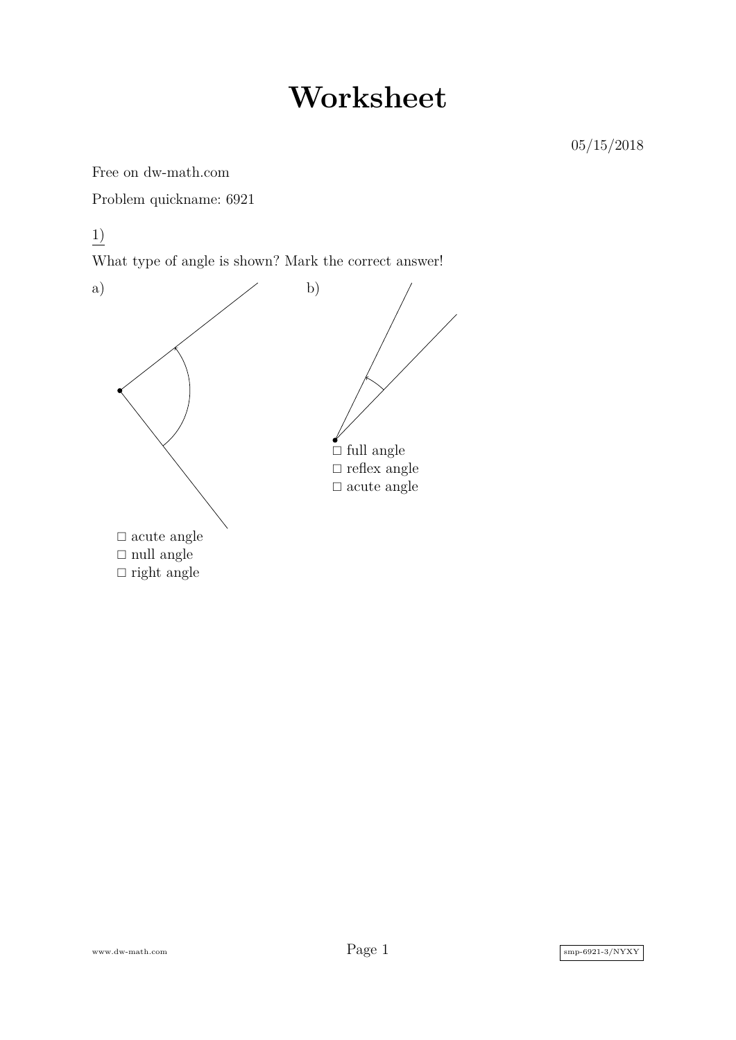# Worksheet

05/15/2018

Free on dw-math.com

Problem quickname: 6921

1)

What type of angle is shown? Mark the correct answer!

a)

□ acute angle
□ null angle
□ right angle

b)

□ full angle
□ reflex angle
□ acute angle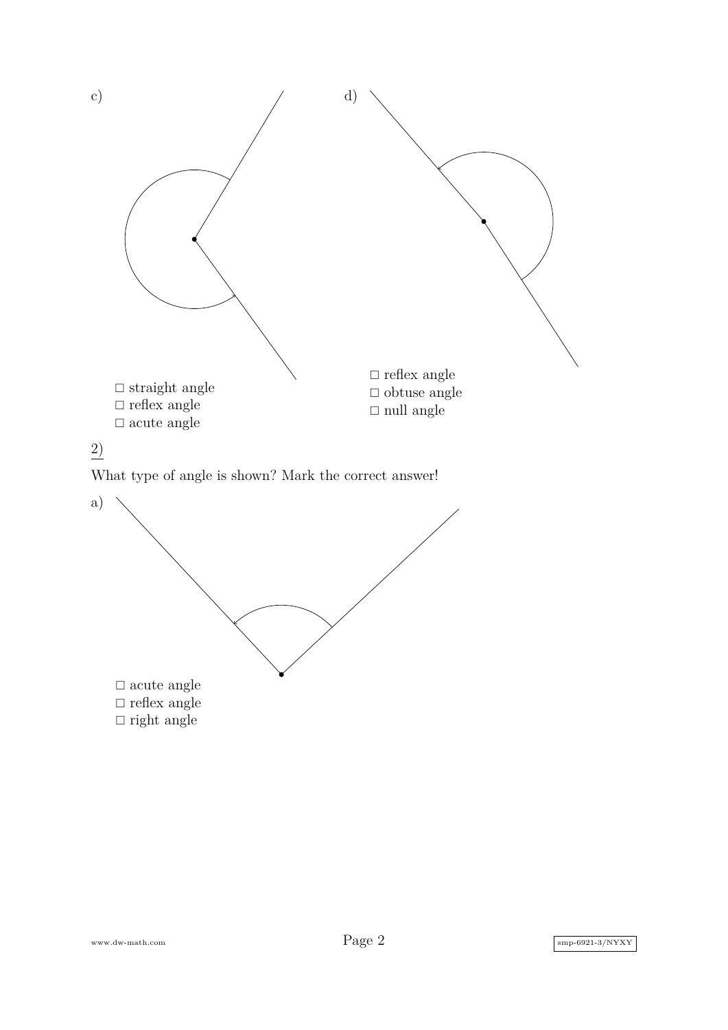c)

- ☐ straight angle
- ☐ reflex angle
- ☐ acute angle

d)

- ☐ reflex angle
- ☐ obtuse angle
- ☐ null angle

2)

What type of angle is shown? Mark the correct answer!

a)

- ☐ acute angle
- ☐ reflex angle
- ☐ right angle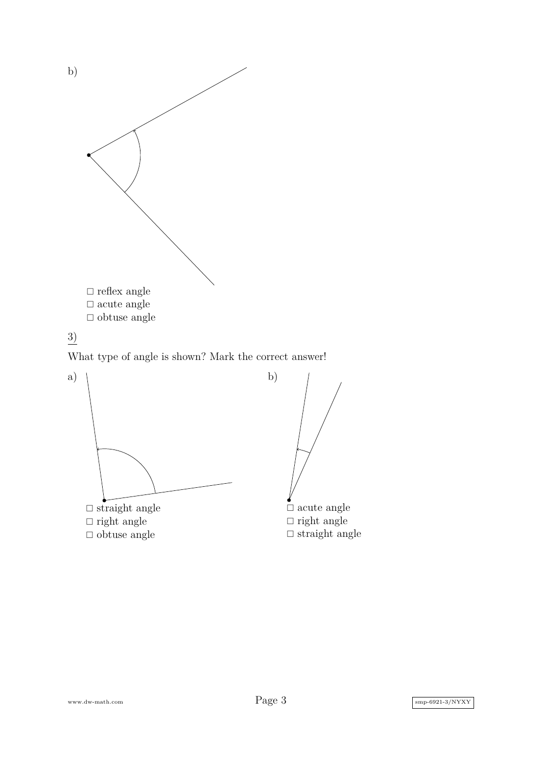b)

□ reflex angle
□ acute angle
□ obtuse angle

3)

What type of angle is shown? Mark the correct answer!

a)

□ straight angle
□ right angle
□ obtuse angle

b)

□ acute angle
□ right angle
□ straight angle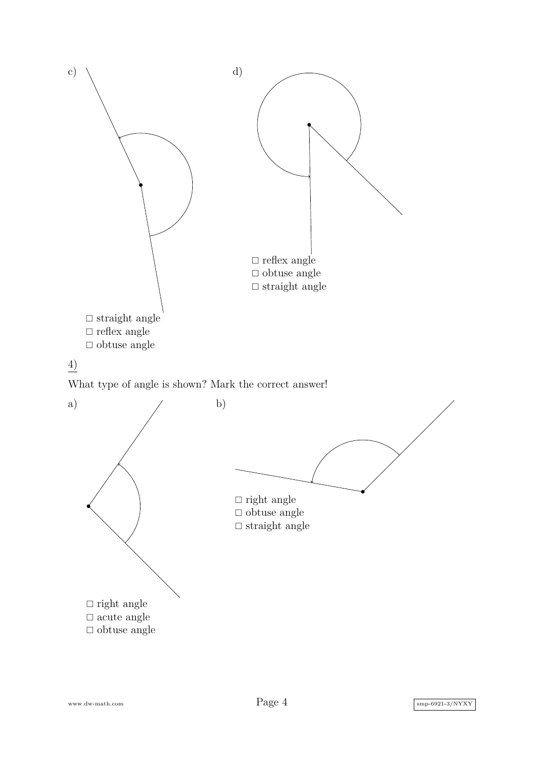c)

□ straight angle
□ reflex angle
□ obtuse angle

d)

□ reflex angle
□ obtuse angle
□ straight angle

4)

What type of angle is shown? Mark the correct answer!

a)

□ right angle
□ acute angle
□ obtuse angle

b)

□ right angle
□ obtuse angle
□ straight angle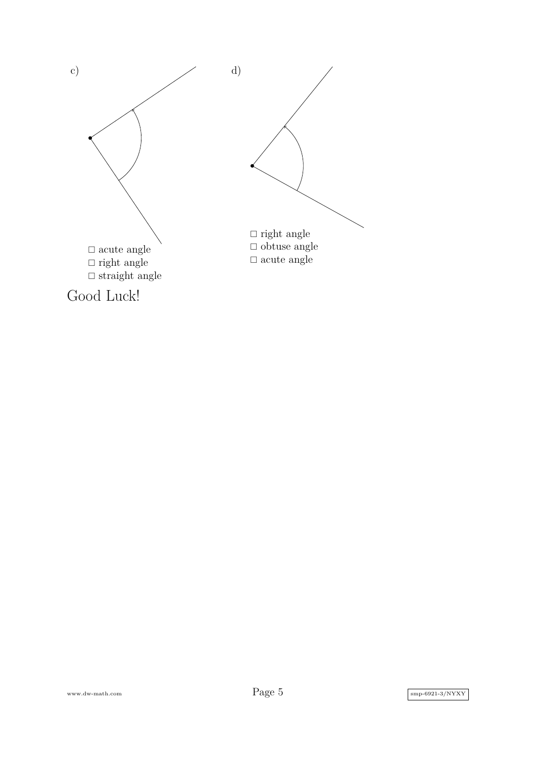c)

☐ acute angle
☐ right angle
☐ straight angle

d)

☐ right angle
☐ obtuse angle
☐ acute angle

Good Luck!